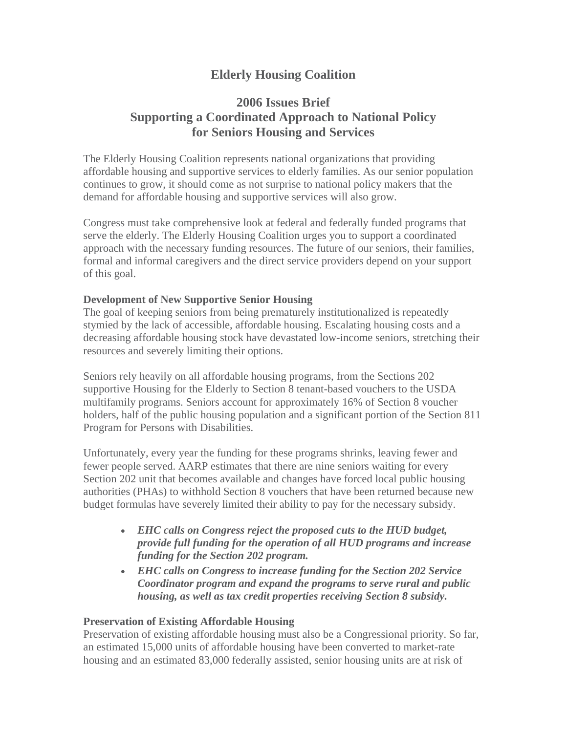# Elderly Housing Coalition

## 2006 Issues Brief
## Supporting a Coordinated Approach to National Policy for Seniors Housing and Services

The Elderly Housing Coalition represents national organizations that providing affordable housing and supportive services to elderly families. As our senior population continues to grow, it should come as not surprise to national policy makers that the demand for affordable housing and supportive services will also grow.

Congress must take comprehensive look at federal and federally funded programs that serve the elderly. The Elderly Housing Coalition urges you to support a coordinated approach with the necessary funding resources. The future of our seniors, their families, formal and informal caregivers and the direct service providers depend on your support of this goal.

**Development of New Supportive Senior Housing**

The goal of keeping seniors from being prematurely institutionalized is repeatedly stymied by the lack of accessible, affordable housing. Escalating housing costs and a decreasing affordable housing stock have devastated low-income seniors, stretching their resources and severely limiting their options.

Seniors rely heavily on all affordable housing programs, from the Sections 202 supportive Housing for the Elderly to Section 8 tenant-based vouchers to the USDA multifamily programs. Seniors account for approximately 16% of Section 8 voucher holders, half of the public housing population and a significant portion of the Section 811 Program for Persons with Disabilities.

Unfortunately, every year the funding for these programs shrinks, leaving fewer and fewer people served. AARP estimates that there are nine seniors waiting for every Section 202 unit that becomes available and changes have forced local public housing authorities (PHAs) to withhold Section 8 vouchers that have been returned because new budget formulas have severely limited their ability to pay for the necessary subsidy.

- ***EHC calls on Congress reject the proposed cuts to the HUD budget, provide full funding for the operation of all HUD programs and increase funding for the Section 202 program.***
- ***EHC calls on Congress to increase funding for the Section 202 Service Coordinator program and expand the programs to serve rural and public housing, as well as tax credit properties receiving Section 8 subsidy.***

**Preservation of Existing Affordable Housing**

Preservation of existing affordable housing must also be a Congressional priority. So far, an estimated 15,000 units of affordable housing have been converted to market-rate housing and an estimated 83,000 federally assisted, senior housing units are at risk of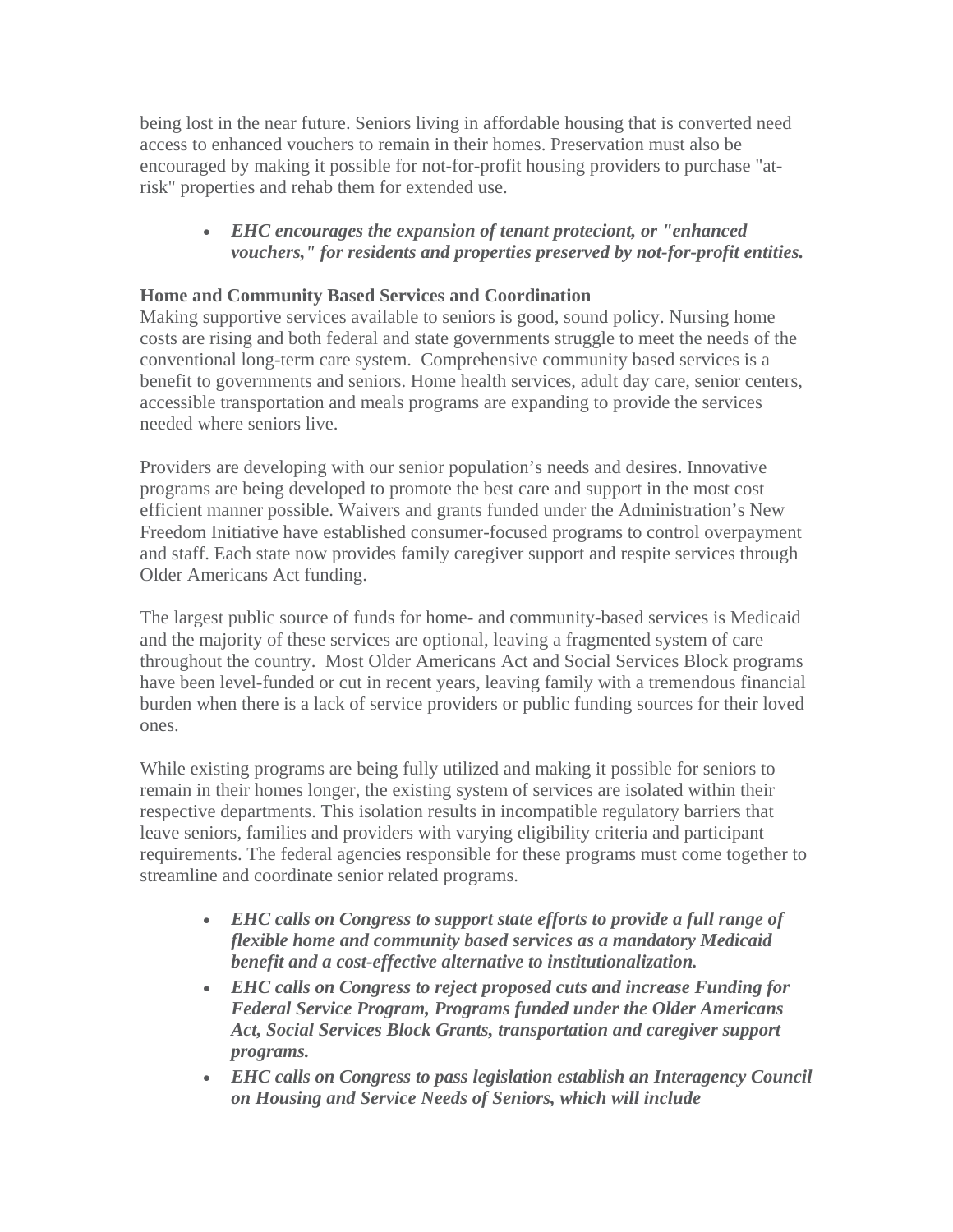being lost in the near future. Seniors living in affordable housing that is converted need access to enhanced vouchers to remain in their homes. Preservation must also be encouraged by making it possible for not-for-profit housing providers to purchase "at-risk" properties and rehab them for extended use.

- ***EHC encourages the expansion of tenant proteciont, or "enhanced vouchers," for residents and properties preserved by not-for-profit entities.***

**Home and Community Based Services and Coordination**

Making supportive services available to seniors is good, sound policy. Nursing home costs are rising and both federal and state governments struggle to meet the needs of the conventional long-term care system. Comprehensive community based services is a benefit to governments and seniors. Home health services, adult day care, senior centers, accessible transportation and meals programs are expanding to provide the services needed where seniors live.

Providers are developing with our senior population's needs and desires. Innovative programs are being developed to promote the best care and support in the most cost efficient manner possible. Waivers and grants funded under the Administration's New Freedom Initiative have established consumer-focused programs to control overpayment and staff. Each state now provides family caregiver support and respite services through Older Americans Act funding.

The largest public source of funds for home- and community-based services is Medicaid and the majority of these services are optional, leaving a fragmented system of care throughout the country. Most Older Americans Act and Social Services Block programs have been level-funded or cut in recent years, leaving family with a tremendous financial burden when there is a lack of service providers or public funding sources for their loved ones.

While existing programs are being fully utilized and making it possible for seniors to remain in their homes longer, the existing system of services are isolated within their respective departments. This isolation results in incompatible regulatory barriers that leave seniors, families and providers with varying eligibility criteria and participant requirements. The federal agencies responsible for these programs must come together to streamline and coordinate senior related programs.

- ***EHC calls on Congress to support state efforts to provide a full range of flexible home and community based services as a mandatory Medicaid benefit and a cost-effective alternative to institutionalization.***
- ***EHC calls on Congress to reject proposed cuts and increase Funding for Federal Service Program, Programs funded under the Older Americans Act, Social Services Block Grants, transportation and caregiver support programs.***
- ***EHC calls on Congress to pass legislation establish an Interagency Council on Housing and Service Needs of Seniors, which will include***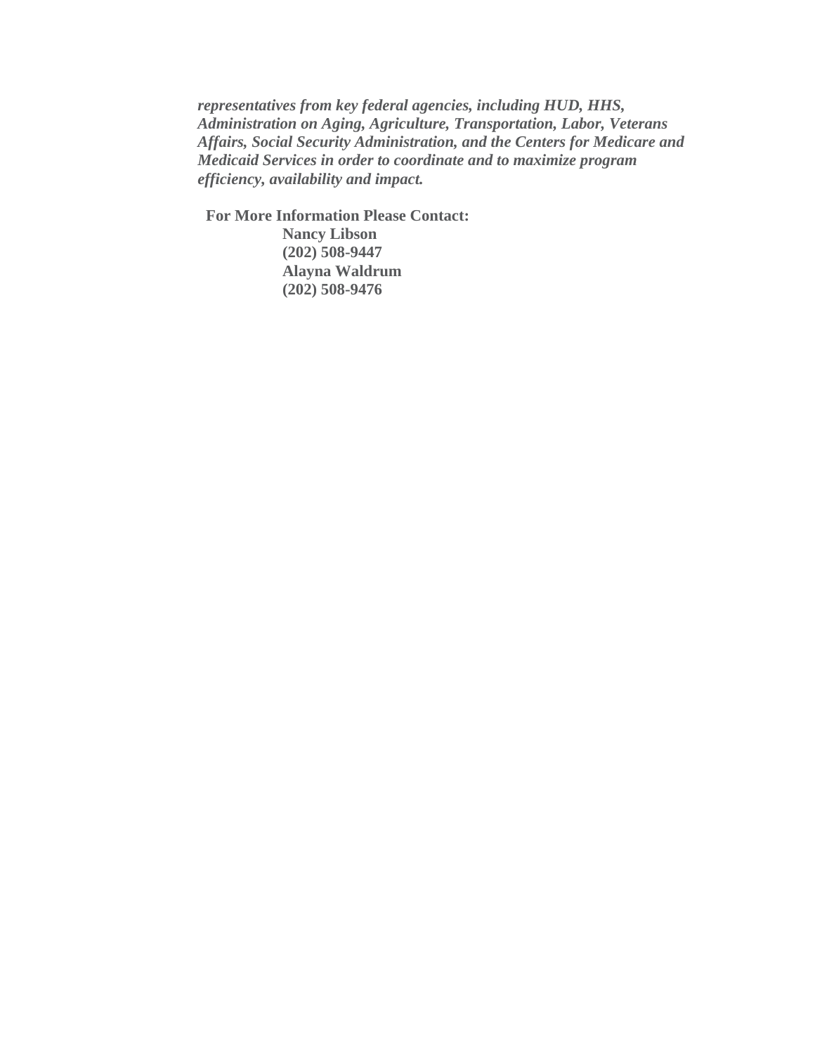***representatives from key federal agencies, including HUD, HHS, Administration on Aging, Agriculture, Transportation, Labor, Veterans Affairs, Social Security Administration, and the Centers for Medicare and Medicaid Services in order to coordinate and to maximize program efficiency, availability and impact.***

**For More Information Please Contact:**

**Nancy Libson**
**(202) 508-9447**
**Alayna Waldrum**
**(202) 508-9476**